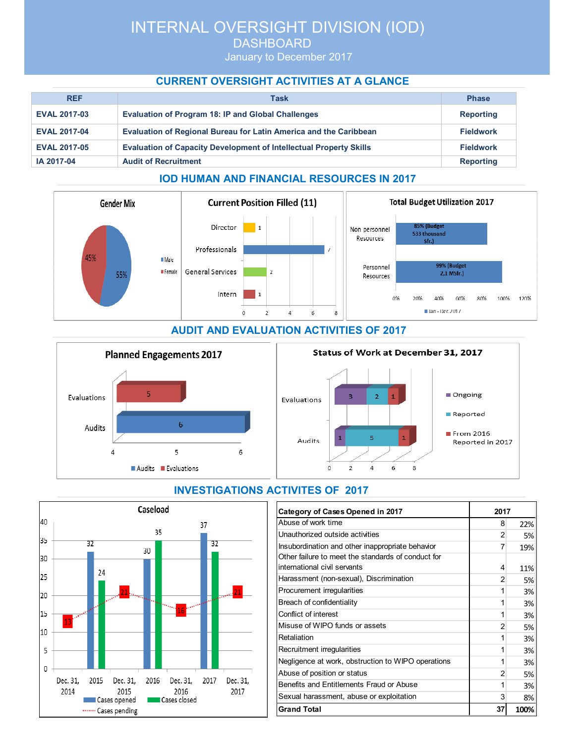# INTERNAL OVERSIGHT DIVISION (IOD)

## DASHBOARD

January to December 2017

## CURRENT OVERSIGHT ACTIVITIES AT A GLANCE

| REF | Task | Phase |
|---|---|---|
| **EVAL 2017-03** | **Evaluation of Program 18: IP and Global Challenges** | **Reporting** |
| **EVAL 2017-04** | **Evaluation of Regional Bureau for Latin America and the Caribbean** | **Fieldwork** |
| **EVAL 2017-05** | **Evaluation of Capacity Development of Intellectual Property Skills** | **Fieldwork** |
| **IA 2017-04** | **Audit of Recruitment** | **Reporting** |

## IOD HUMAN AND FINANCIAL RESOURCES IN 2017

**Gender Mix**

- Male: 55%
- Female: 45%

**Current Position Filled (11)**

| Position | Number |
|---|---|
| Director | 1 |
| Professionals | 7 |
| General Services | 2 |
| Intern | 1 |

**Total Budget Utilization 2017** (Jan - Dec 2017)

| Resources | Utilization |
|---|---|
| Non personnel Resources | 85% (Budget 533 thousand Sfr.) |
| Personnel Resources | 99% (Budget 2,1 MSfr.) |

## AUDIT AND EVALUATION ACTIVITIES OF 2017

**Planned Engagements 2017**

| Type | Number |
|---|---|
| Evaluations | 5 |
| Audits | 6 |

**Status of Work at December 31, 2017**

| Type | Ongoing | Reported | From 2016 Reported in 2017 |
|---|---|---|---|
| Evaluations | 3 | 2 | 1 |
| Audits | 1 | 5 | 1 |

## INVESTIGATIONS ACTIVITES OF 2017

**Caseload**

| Period | Cases opened | Cases closed | Cases pending |
|---|---|---|---|
| Dec. 31, 2014 | | | 13 |
| 2015 | 32 | 24 | |
| Dec. 31, 2015 | | | 21 |
| 2016 | 30 | 35 | |
| Dec. 31, 2016 | | | 16 |
| 2017 | 37 | 32 | |
| Dec. 31, 2017 | | | 21 |

| Category of Cases Opened in 2017 | 2017 | |
|---|---|---|
| Abuse of work time | 8 | 22% |
| Unauthorized outside activities | 2 | 5% |
| Insubordination and other inappropriate behavior | 7 | 19% |
| Other failure to meet the standards of conduct for international civil servants | 4 | 11% |
| Harassment (non-sexual), Discrimination | 2 | 5% |
| Procurement irregularities | 1 | 3% |
| Breach of confidentiality | 1 | 3% |
| Conflict of interest | 1 | 3% |
| Misuse of WIPO funds or assets | 2 | 5% |
| Retaliation | 1 | 3% |
| Recruitment irregularities | 1 | 3% |
| Negligence at work, obstruction to WIPO operations | 1 | 3% |
| Abuse of position or status | 2 | 5% |
| Benefits and Entitlements Fraud or Abuse | 1 | 3% |
| Sexual harassment, abuse or exploitation | 3 | 8% |
| **Grand Total** | **37** | **100%** |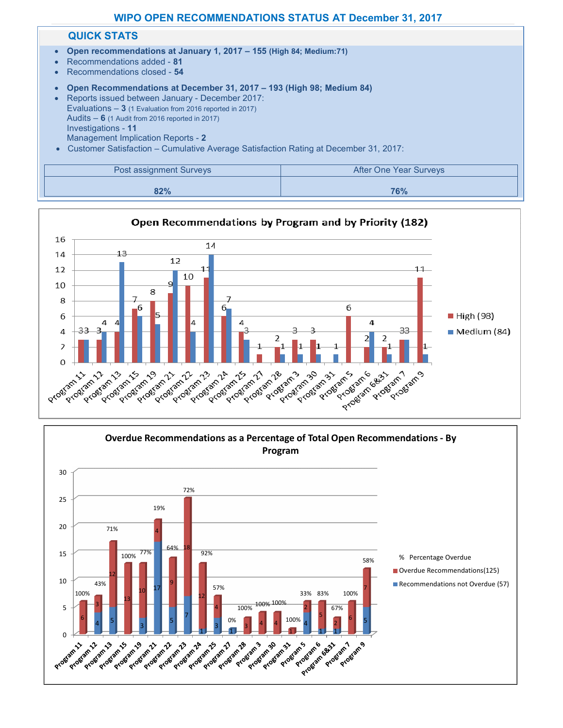## WIPO OPEN RECOMMENDATIONS STATUS AT December 31, 2017

### QUICK STATS

- **Open recommendations at January 1, 2017 – 155 (High 84; Medium:71)**
- Recommendations added - **81**
- Recommendations closed - **54**

- **Open Recommendations at December 31, 2017 – 193 (High 98; Medium 84)**
- Reports issued between January - December 2017:
  Evaluations – **3** (1 Evaluation from 2016 reported in 2017)
  Audits – **6** (1 Audit from 2016 reported in 2017)
  Investigations - **11**
  Management Implication Reports - **2**
- Customer Satisfaction – Cumulative Average Satisfaction Rating at December 31, 2017:

| Post assignment Surveys | After One Year Surveys |
|---|---|
| **82%** | **76%** |

**Open Recommendations by Program and by Priority (182)**

16
14
12
10
8
6
4
2
0

High (98)
Medium (84)

Program 11: 3 3
Program 12: 3 4
Program 13: 4 13
Program 15: 7 6
Program 19: 8 5
Program 21: 9 12
Program 22: 10 4
Program 23: 11 14
Program 24: 6 7
Program 25: 4 3
Program 27: 1
Program 28: 2 1
Program 3: 3 1
Program 30: 3 1
Program 31: 1
Program 5: 6
Program 6: 2 4
Program 6&31: 2 1
Program 7: 3 3
Program 9: 11 1

**Overdue Recommendations as a Percentage of Total Open Recommendations - By Program**

30
25
20
15
10
5
0

% Percentage Overdue
Overdue Recommendations(125)
Recommendations not Overdue (57)

Program 11: 100%, 6
Program 12: 43%, 3, 4
Program 13: 71%, 12, 5
Program 15: 100%, 13
Program 19: 77%, 10, 3
Program 21: 19%, 4, 17
Program 22: 64%, 9, 5
Program 23: 72%, 18, 7
Program 24: 92%, 12, 1
Program 25: 57%, 4, 3
Program 27: 0%, 1
Program 28: 100%, 3
Program 3: 100%, 4
Program 30: 100%, 4
Program 31: 100%, 1
Program 5: 33%, 2, 4
Program 6: 83%, 5, 1
Program 6&31: 67%, 2, 1
Program 7: 100%, 6
Program 9: 58%, 7, 5